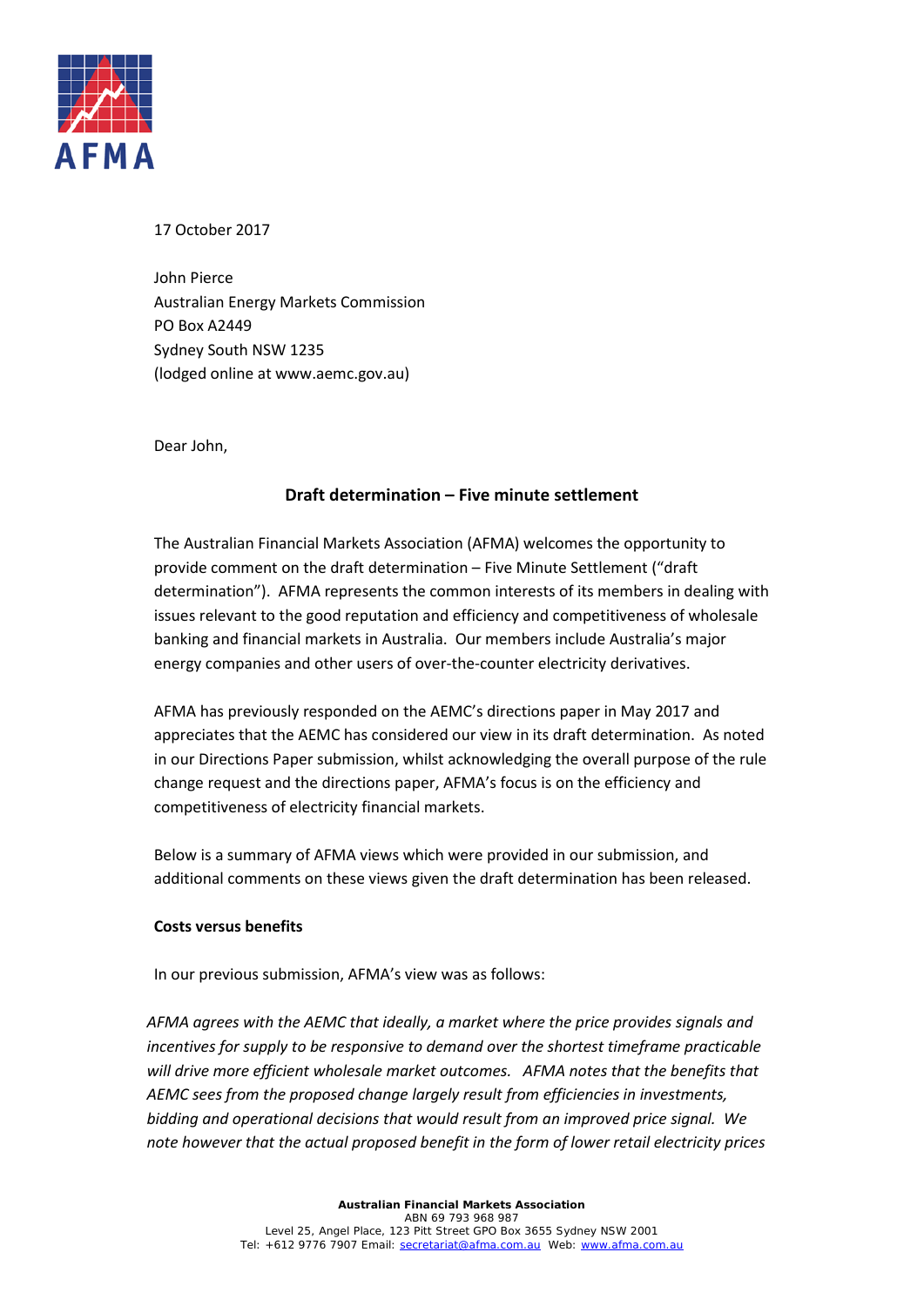17 October 2017

John Pierce
Australian Energy Markets Commission
PO Box A2449
Sydney South NSW 1235
(lodged online at www.aemc.gov.au)

Dear John,

## Draft determination – Five minute settlement

The Australian Financial Markets Association (AFMA) welcomes the opportunity to provide comment on the draft determination – Five Minute Settlement ("draft determination"). AFMA represents the common interests of its members in dealing with issues relevant to the good reputation and efficiency and competitiveness of wholesale banking and financial markets in Australia. Our members include Australia's major energy companies and other users of over-the-counter electricity derivatives.

AFMA has previously responded on the AEMC's directions paper in May 2017 and appreciates that the AEMC has considered our view in its draft determination. As noted in our Directions Paper submission, whilst acknowledging the overall purpose of the rule change request and the directions paper, AFMA's focus is on the efficiency and competitiveness of electricity financial markets.

Below is a summary of AFMA views which were provided in our submission, and additional comments on these views given the draft determination has been released.

**Costs versus benefits**

In our previous submission, AFMA's view was as follows:

*AFMA agrees with the AEMC that ideally, a market where the price provides signals and incentives for supply to be responsive to demand over the shortest timeframe practicable will drive more efficient wholesale market outcomes. AFMA notes that the benefits that AEMC sees from the proposed change largely result from efficiencies in investments, bidding and operational decisions that would result from an improved price signal. We note however that the actual proposed benefit in the form of lower retail electricity prices*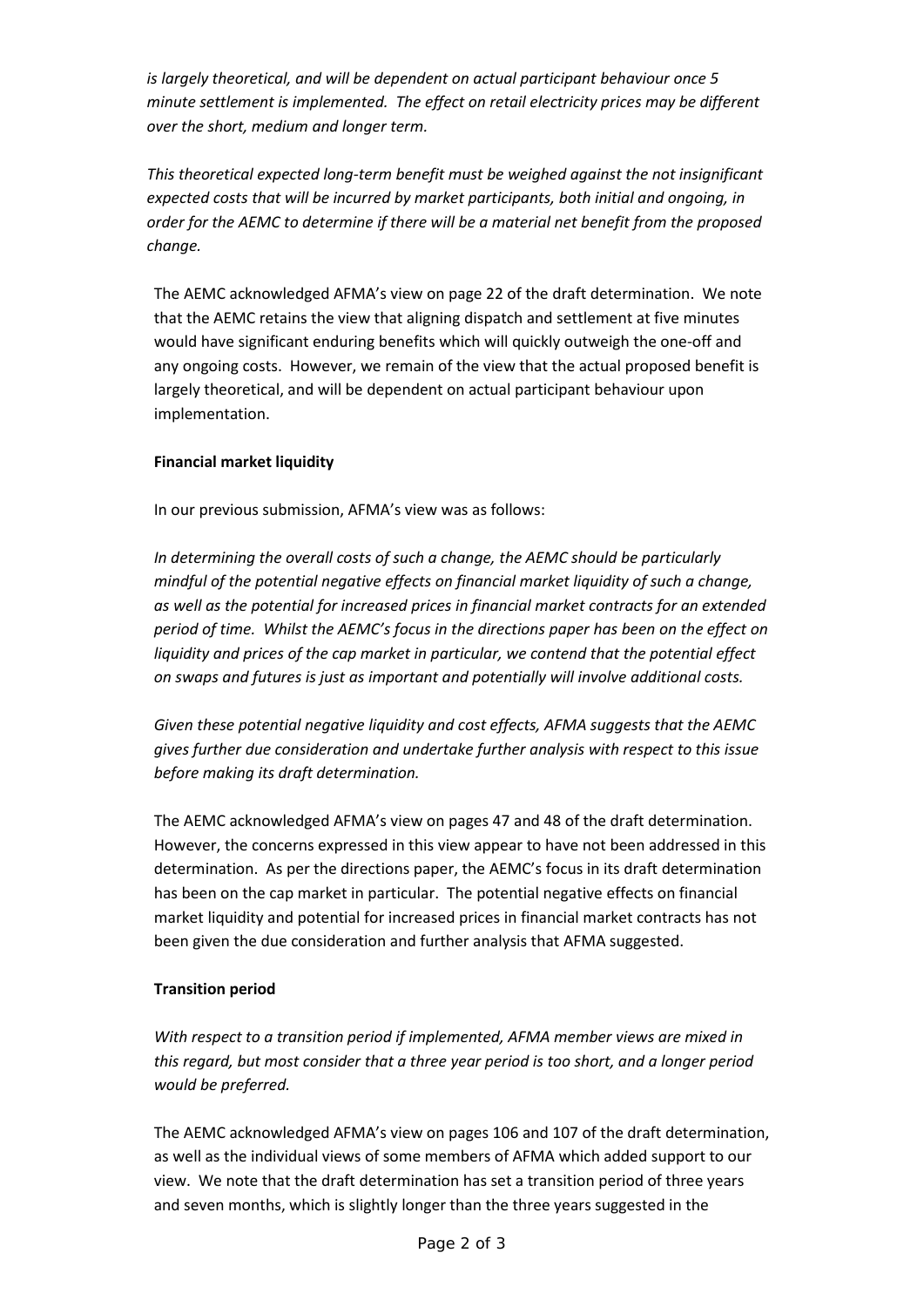*is largely theoretical, and will be dependent on actual participant behaviour once 5 minute settlement is implemented. The effect on retail electricity prices may be different over the short, medium and longer term.*

*This theoretical expected long-term benefit must be weighed against the not insignificant expected costs that will be incurred by market participants, both initial and ongoing, in order for the AEMC to determine if there will be a material net benefit from the proposed change.*

The AEMC acknowledged AFMA's view on page 22 of the draft determination. We note that the AEMC retains the view that aligning dispatch and settlement at five minutes would have significant enduring benefits which will quickly outweigh the one-off and any ongoing costs. However, we remain of the view that the actual proposed benefit is largely theoretical, and will be dependent on actual participant behaviour upon implementation.

**Financial market liquidity**

In our previous submission, AFMA's view was as follows:

*In determining the overall costs of such a change, the AEMC should be particularly mindful of the potential negative effects on financial market liquidity of such a change, as well as the potential for increased prices in financial market contracts for an extended period of time. Whilst the AEMC's focus in the directions paper has been on the effect on liquidity and prices of the cap market in particular, we contend that the potential effect on swaps and futures is just as important and potentially will involve additional costs.*

*Given these potential negative liquidity and cost effects, AFMA suggests that the AEMC gives further due consideration and undertake further analysis with respect to this issue before making its draft determination.*

The AEMC acknowledged AFMA's view on pages 47 and 48 of the draft determination. However, the concerns expressed in this view appear to have not been addressed in this determination. As per the directions paper, the AEMC's focus in its draft determination has been on the cap market in particular. The potential negative effects on financial market liquidity and potential for increased prices in financial market contracts has not been given the due consideration and further analysis that AFMA suggested.

**Transition period**

*With respect to a transition period if implemented, AFMA member views are mixed in this regard, but most consider that a three year period is too short, and a longer period would be preferred.*

The AEMC acknowledged AFMA's view on pages 106 and 107 of the draft determination, as well as the individual views of some members of AFMA which added support to our view. We note that the draft determination has set a transition period of three years and seven months, which is slightly longer than the three years suggested in the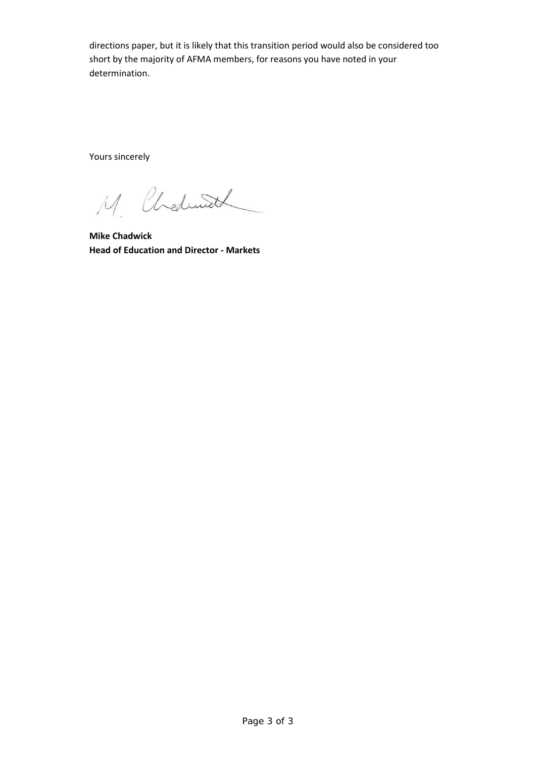directions paper, but it is likely that this transition period would also be considered too short by the majority of AFMA members, for reasons you have noted in your determination.

Yours sincerely

**Mike Chadwick**
**Head of Education and Director - Markets**